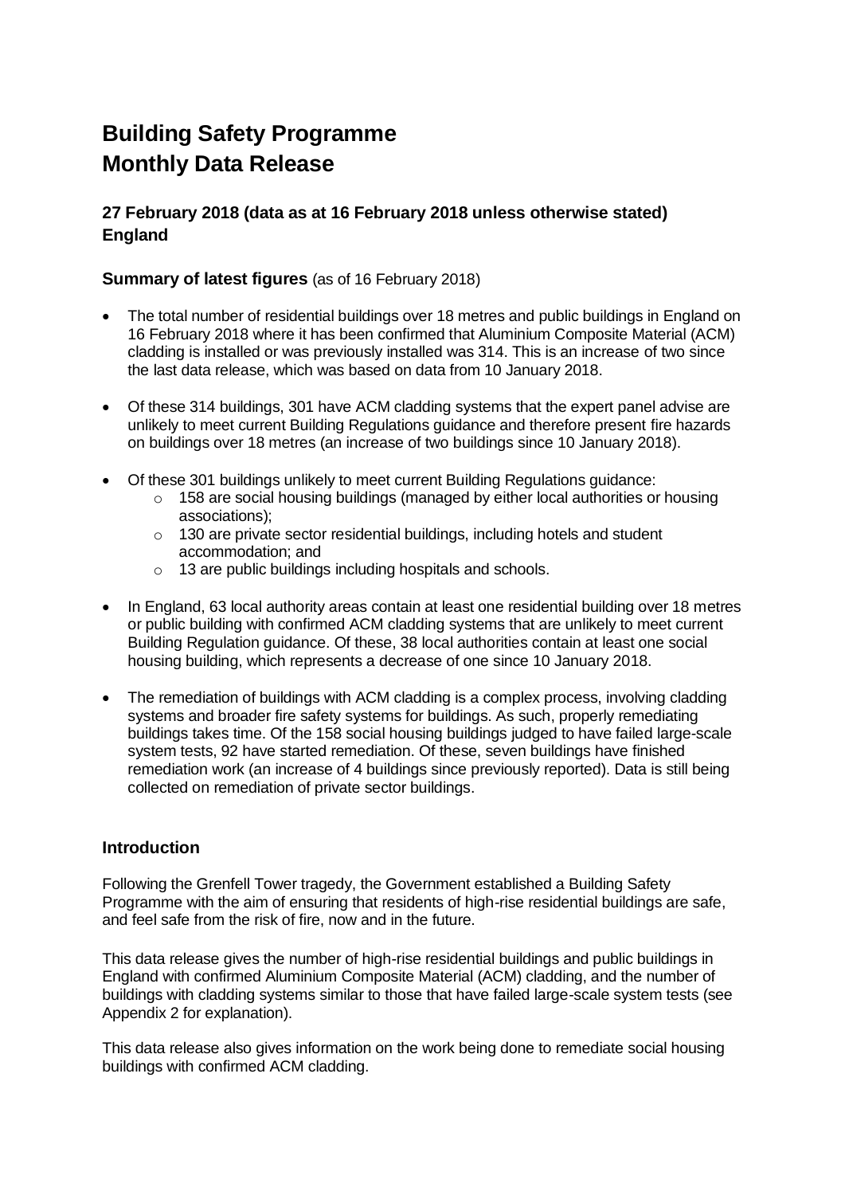# Building Safety Programme
# Monthly Data Release

### 27 February 2018 (data as at 16 February 2018 unless otherwise stated)
### England

**Summary of latest figures** (as of 16 February 2018)

- The total number of residential buildings over 18 metres and public buildings in England on 16 February 2018 where it has been confirmed that Aluminium Composite Material (ACM) cladding is installed or was previously installed was 314. This is an increase of two since the last data release, which was based on data from 10 January 2018.
- Of these 314 buildings, 301 have ACM cladding systems that the expert panel advise are unlikely to meet current Building Regulations guidance and therefore present fire hazards on buildings over 18 metres (an increase of two buildings since 10 January 2018).
- Of these 301 buildings unlikely to meet current Building Regulations guidance:
  - 158 are social housing buildings (managed by either local authorities or housing associations);
  - 130 are private sector residential buildings, including hotels and student accommodation; and
  - 13 are public buildings including hospitals and schools.
- In England, 63 local authority areas contain at least one residential building over 18 metres or public building with confirmed ACM cladding systems that are unlikely to meet current Building Regulation guidance. Of these, 38 local authorities contain at least one social housing building, which represents a decrease of one since 10 January 2018.
- The remediation of buildings with ACM cladding is a complex process, involving cladding systems and broader fire safety systems for buildings. As such, properly remediating buildings takes time. Of the 158 social housing buildings judged to have failed large-scale system tests, 92 have started remediation. Of these, seven buildings have finished remediation work (an increase of 4 buildings since previously reported). Data is still being collected on remediation of private sector buildings.

### Introduction

Following the Grenfell Tower tragedy, the Government established a Building Safety Programme with the aim of ensuring that residents of high-rise residential buildings are safe, and feel safe from the risk of fire, now and in the future.

This data release gives the number of high-rise residential buildings and public buildings in England with confirmed Aluminium Composite Material (ACM) cladding, and the number of buildings with cladding systems similar to those that have failed large-scale system tests (see Appendix 2 for explanation).

This data release also gives information on the work being done to remediate social housing buildings with confirmed ACM cladding.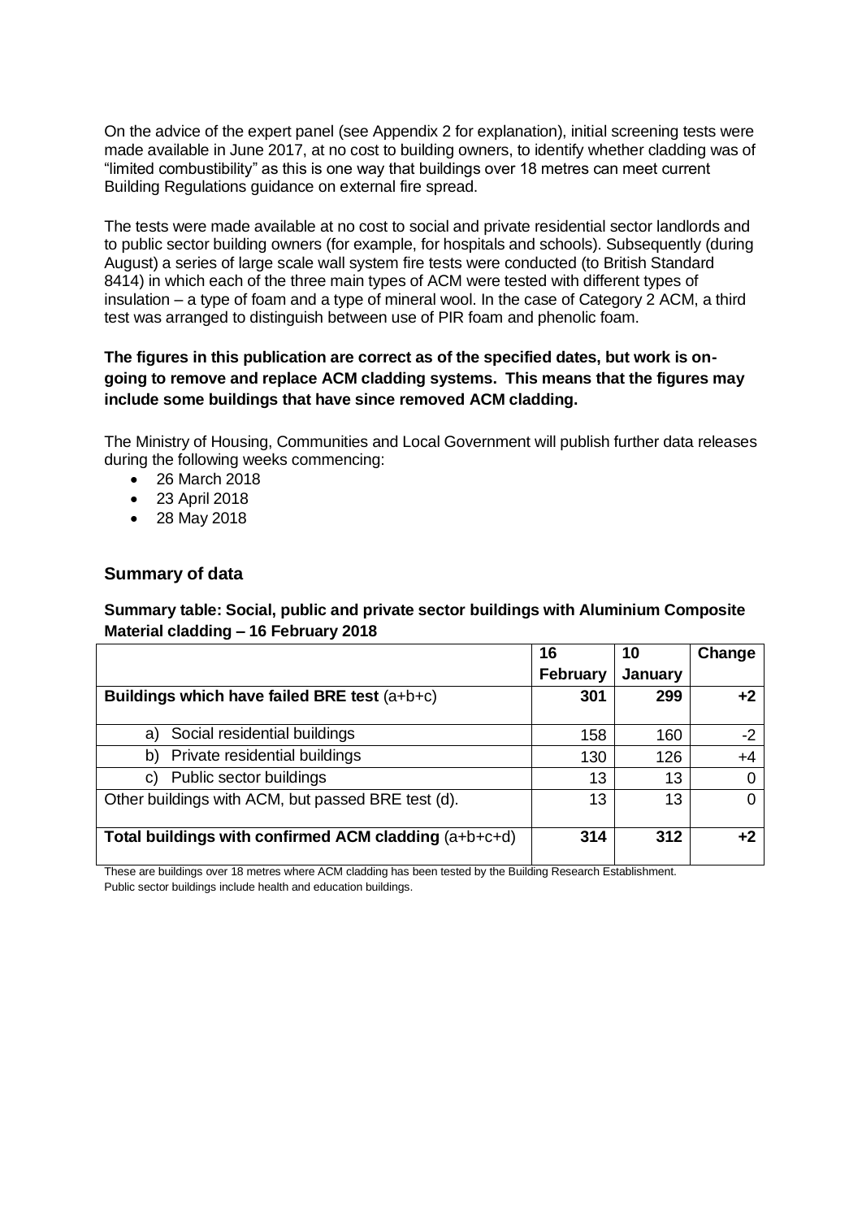On the advice of the expert panel (see Appendix 2 for explanation), initial screening tests were made available in June 2017, at no cost to building owners, to identify whether cladding was of "limited combustibility" as this is one way that buildings over 18 metres can meet current Building Regulations guidance on external fire spread.

The tests were made available at no cost to social and private residential sector landlords and to public sector building owners (for example, for hospitals and schools). Subsequently (during August) a series of large scale wall system fire tests were conducted (to British Standard 8414) in which each of the three main types of ACM were tested with different types of insulation – a type of foam and a type of mineral wool. In the case of Category 2 ACM, a third test was arranged to distinguish between use of PIR foam and phenolic foam.

**The figures in this publication are correct as of the specified dates, but work is on-going to remove and replace ACM cladding systems. This means that the figures may include some buildings that have since removed ACM cladding.**

The Ministry of Housing, Communities and Local Government will publish further data releases during the following weeks commencing:

- 26 March 2018
- 23 April 2018
- 28 May 2018

## Summary of data

**Summary table: Social, public and private sector buildings with Aluminium Composite Material cladding – 16 February 2018**

| | 16 February | 10 January | Change |
|---|---|---|---|
| **Buildings which have failed BRE test** (a+b+c) | **301** | **299** | **+2** |
| a) Social residential buildings | 158 | 160 | -2 |
| b) Private residential buildings | 130 | 126 | +4 |
| c) Public sector buildings | 13 | 13 | 0 |
| Other buildings with ACM, but passed BRE test (d). | 13 | 13 | 0 |
| **Total buildings with confirmed ACM cladding** (a+b+c+d) | **314** | **312** | **+2** |

These are buildings over 18 metres where ACM cladding has been tested by the Building Research Establishment.
Public sector buildings include health and education buildings.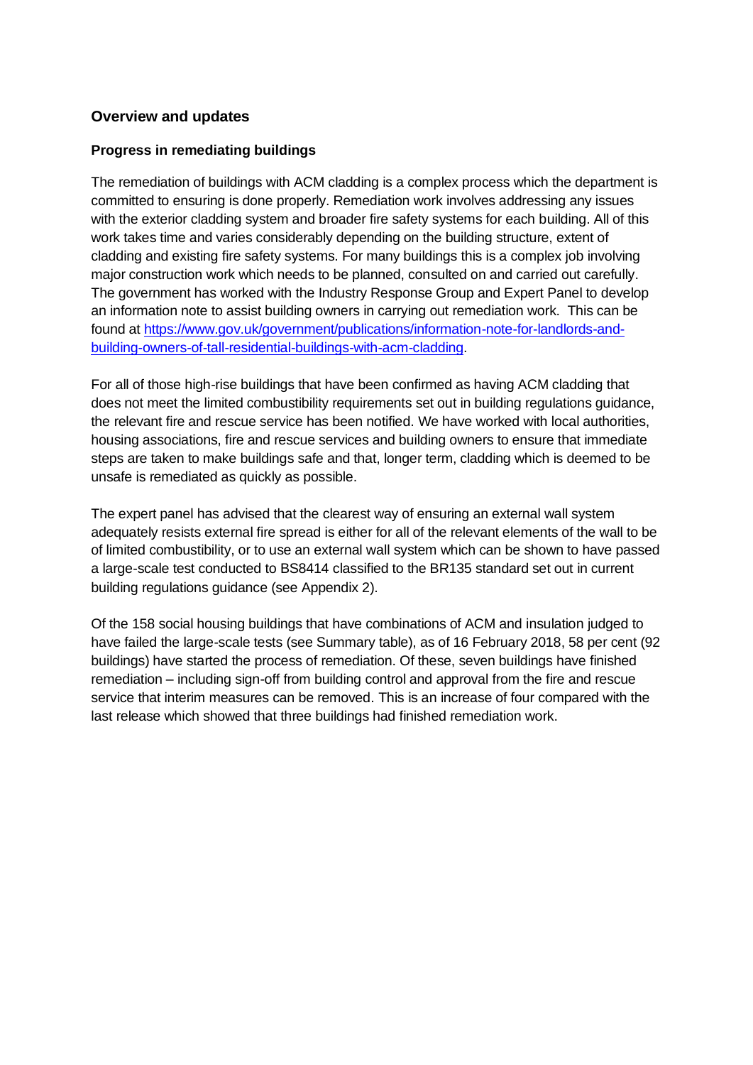## Overview and updates

### Progress in remediating buildings

The remediation of buildings with ACM cladding is a complex process which the department is committed to ensuring is done properly. Remediation work involves addressing any issues with the exterior cladding system and broader fire safety systems for each building. All of this work takes time and varies considerably depending on the building structure, extent of cladding and existing fire safety systems. For many buildings this is a complex job involving major construction work which needs to be planned, consulted on and carried out carefully. The government has worked with the Industry Response Group and Expert Panel to develop an information note to assist building owners in carrying out remediation work. This can be found at [https://www.gov.uk/government/publications/information-note-for-landlords-and-building-owners-of-tall-residential-buildings-with-acm-cladding](https://www.gov.uk/government/publications/information-note-for-landlords-and-building-owners-of-tall-residential-buildings-with-acm-cladding).

For all of those high-rise buildings that have been confirmed as having ACM cladding that does not meet the limited combustibility requirements set out in building regulations guidance, the relevant fire and rescue service has been notified. We have worked with local authorities, housing associations, fire and rescue services and building owners to ensure that immediate steps are taken to make buildings safe and that, longer term, cladding which is deemed to be unsafe is remediated as quickly as possible.

The expert panel has advised that the clearest way of ensuring an external wall system adequately resists external fire spread is either for all of the relevant elements of the wall to be of limited combustibility, or to use an external wall system which can be shown to have passed a large-scale test conducted to BS8414 classified to the BR135 standard set out in current building regulations guidance (see Appendix 2).

Of the 158 social housing buildings that have combinations of ACM and insulation judged to have failed the large-scale tests (see Summary table), as of 16 February 2018, 58 per cent (92 buildings) have started the process of remediation. Of these, seven buildings have finished remediation – including sign-off from building control and approval from the fire and rescue service that interim measures can be removed. This is an increase of four compared with the last release which showed that three buildings had finished remediation work.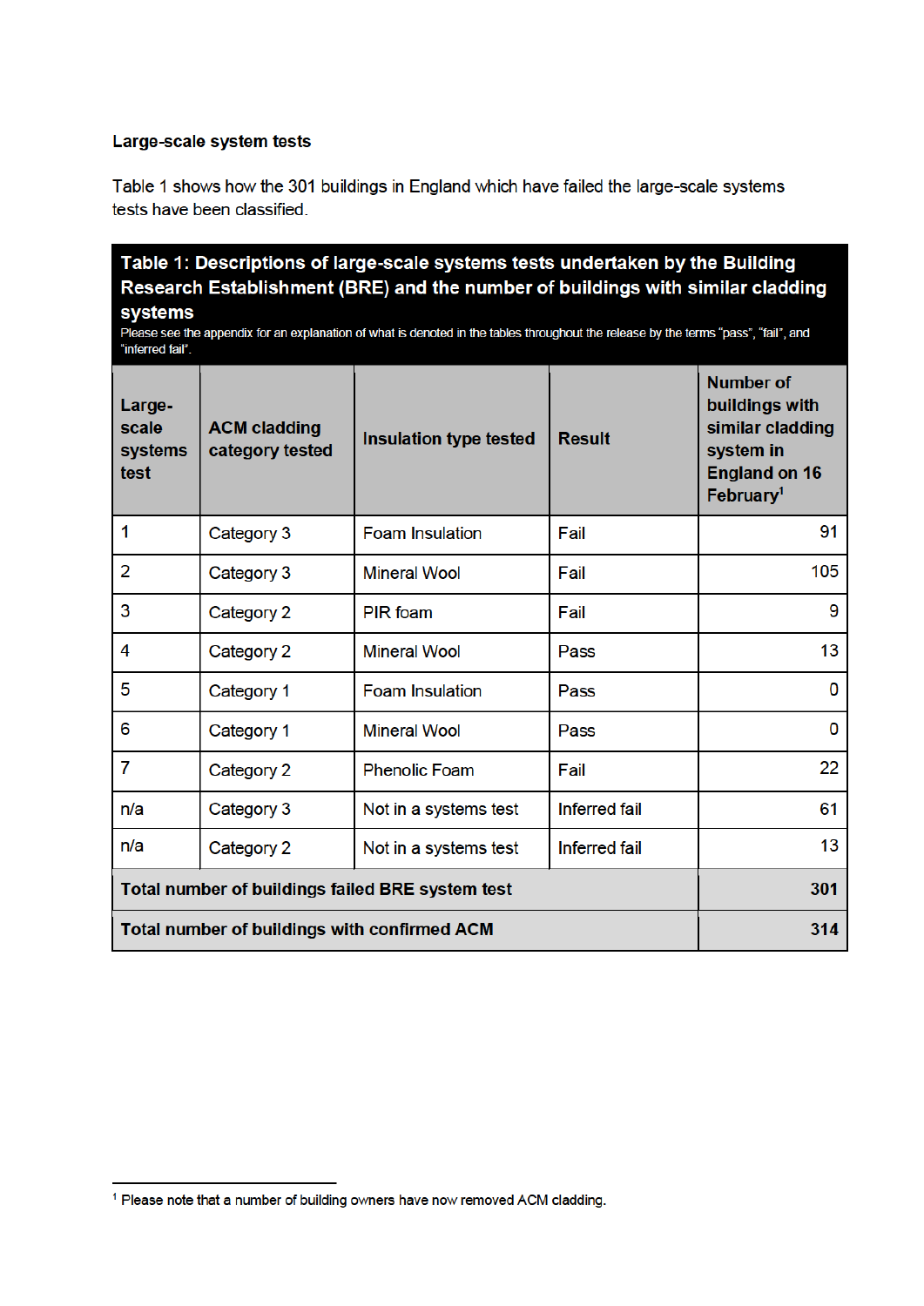### Large-scale system tests

Table 1 shows how the 301 buildings in England which have failed the large-scale systems tests have been classified.

**Table 1: Descriptions of large-scale systems tests undertaken by the Building Research Establishment (BRE) and the number of buildings with similar cladding systems**

Please see the appendix for an explanation of what is denoted in the tables throughout the release by the terms "pass", "fail", and "inferred fail".

| Large-scale systems test | ACM cladding category tested | Insulation type tested | Result | Number of buildings with similar cladding system in England on 16 February[1] |
|---|---|---|---|---|
| 1 | Category 3 | Foam Insulation | Fail | 91 |
| 2 | Category 3 | Mineral Wool | Fail | 105 |
| 3 | Category 2 | PIR foam | Fail | 9 |
| 4 | Category 2 | Mineral Wool | Pass | 13 |
| 5 | Category 1 | Foam Insulation | Pass | 0 |
| 6 | Category 1 | Mineral Wool | Pass | 0 |
| 7 | Category 2 | Phenolic Foam | Fail | 22 |
| n/a | Category 3 | Not in a systems test | Inferred fail | 61 |
| n/a | Category 2 | Not in a systems test | Inferred fail | 13 |
| **Total number of buildings failed BRE system test** | | | | **301** |
| **Total number of buildings with confirmed ACM** | | | | **314** |

[1] Please note that a number of building owners have now removed ACM cladding.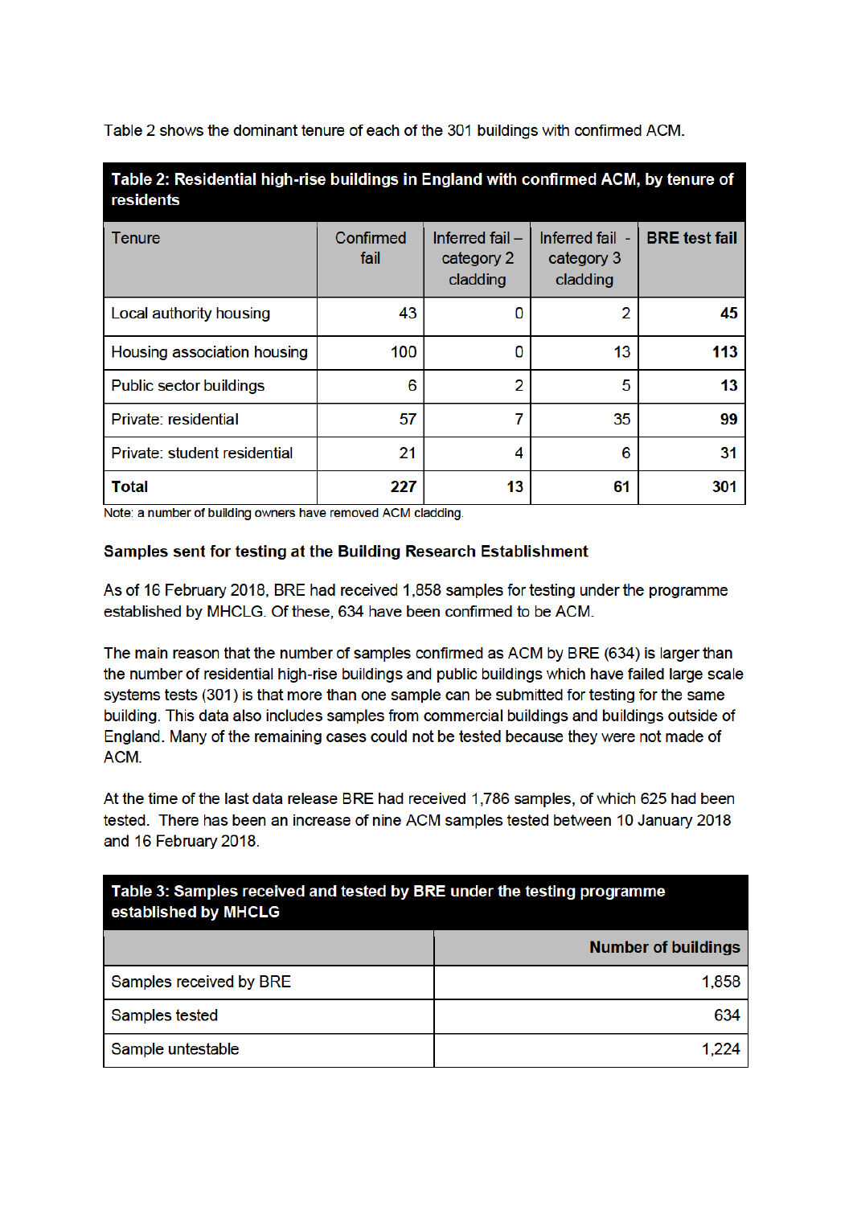Table 2 shows the dominant tenure of each of the 301 buildings with confirmed ACM.

**Table 2: Residential high-rise buildings in England with confirmed ACM, by tenure of residents**

| Tenure | Confirmed fail | Inferred fail – category 2 cladding | Inferred fail - category 3 cladding | **BRE test fail** |
|---|---|---|---|---|
| Local authority housing | 43 | 0 | 2 | **45** |
| Housing association housing | 100 | 0 | 13 | **113** |
| Public sector buildings | 6 | 2 | 5 | **13** |
| Private: residential | 57 | 7 | 35 | **99** |
| Private: student residential | 21 | 4 | 6 | **31** |
| **Total** | **227** | **13** | **61** | **301** |

Note: a number of building owners have removed ACM cladding.

**Samples sent for testing at the Building Research Establishment**

As of 16 February 2018, BRE had received 1,858 samples for testing under the programme established by MHCLG. Of these, 634 have been confirmed to be ACM.

The main reason that the number of samples confirmed as ACM by BRE (634) is larger than the number of residential high-rise buildings and public buildings which have failed large scale systems tests (301) is that more than one sample can be submitted for testing for the same building. This data also includes samples from commercial buildings and buildings outside of England. Many of the remaining cases could not be tested because they were not made of ACM.

At the time of the last data release BRE had received 1,786 samples, of which 625 had been tested. There has been an increase of nine ACM samples tested between 10 January 2018 and 16 February 2018.

**Table 3: Samples received and tested by BRE under the testing programme established by MHCLG**

| | **Number of buildings** |
|---|---|
| Samples received by BRE | 1,858 |
| Samples tested | 634 |
| Sample untestable | 1,224 |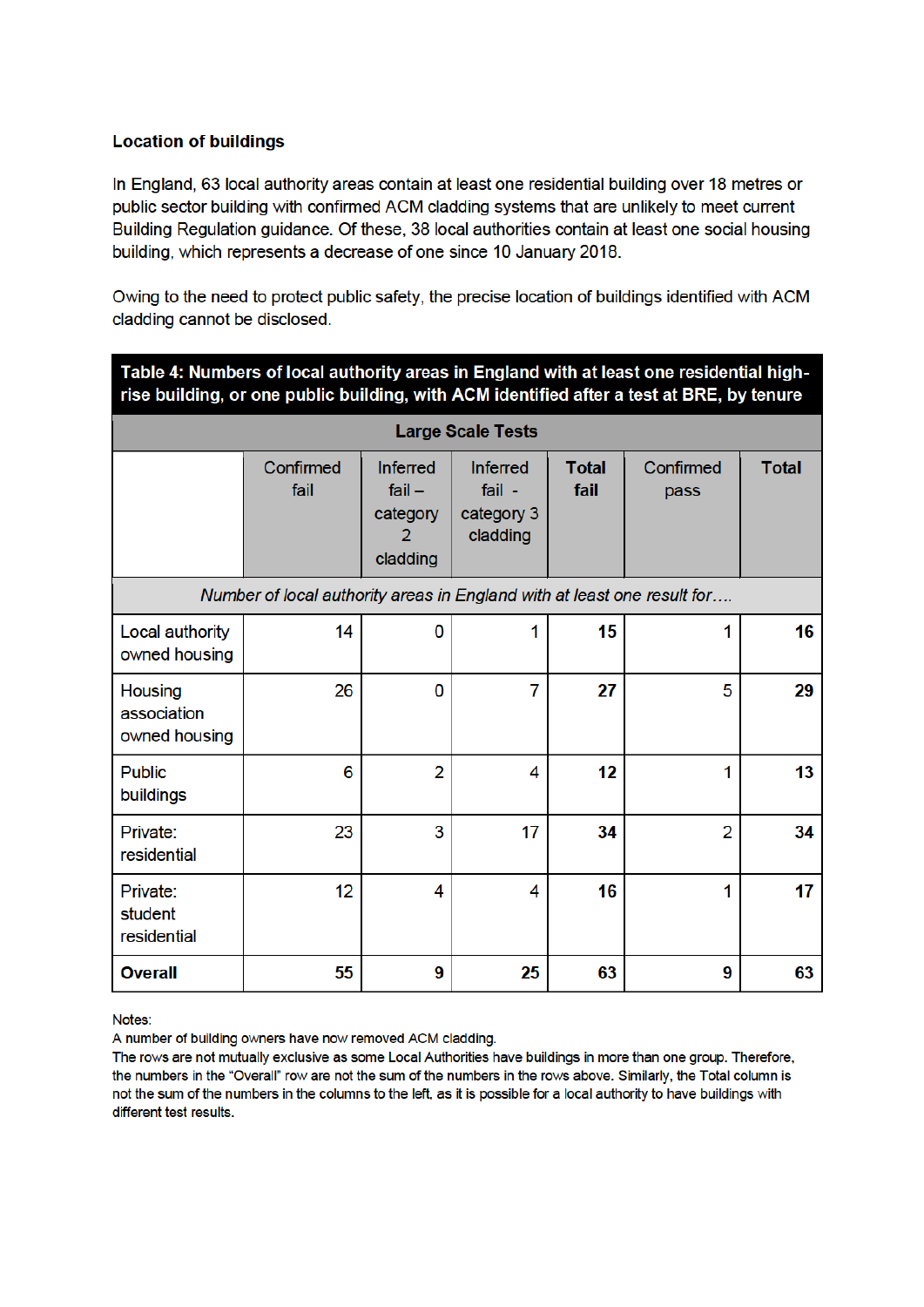### Location of buildings

In England, 63 local authority areas contain at least one residential building over 18 metres or public sector building with confirmed ACM cladding systems that are unlikely to meet current Building Regulation guidance. Of these, 38 local authorities contain at least one social housing building, which represents a decrease of one since 10 January 2018.

Owing to the need to protect public safety, the precise location of buildings identified with ACM cladding cannot be disclosed.

**Table 4: Numbers of local authority areas in England with at least one residential high-rise building, or one public building, with ACM identified after a test at BRE, by tenure**

| Large Scale Tests | | | | | | |
|---|---|---|---|---|---|---|
| | Confirmed fail | Inferred fail – category 2 cladding | Inferred fail - category 3 cladding | **Total fail** | Confirmed pass | **Total** |
| *Number of local authority areas in England with at least one result for….* | | | | | | |
| Local authority owned housing | 14 | 0 | 1 | **15** | 1 | **16** |
| Housing association owned housing | 26 | 0 | 7 | **27** | 5 | **29** |
| Public buildings | 6 | 2 | 4 | **12** | 1 | **13** |
| Private: residential | 23 | 3 | 17 | **34** | 2 | **34** |
| Private: student residential | 12 | 4 | 4 | **16** | 1 | **17** |
| **Overall** | 55 | 9 | 25 | **63** | 9 | **63** |

Notes:
A number of building owners have now removed ACM cladding.
The rows are not mutually exclusive as some Local Authorities have buildings in more than one group. Therefore, the numbers in the "Overall" row are not the sum of the numbers in the rows above. Similarly, the Total column is not the sum of the numbers in the columns to the left, as it is possible for a local authority to have buildings with different test results.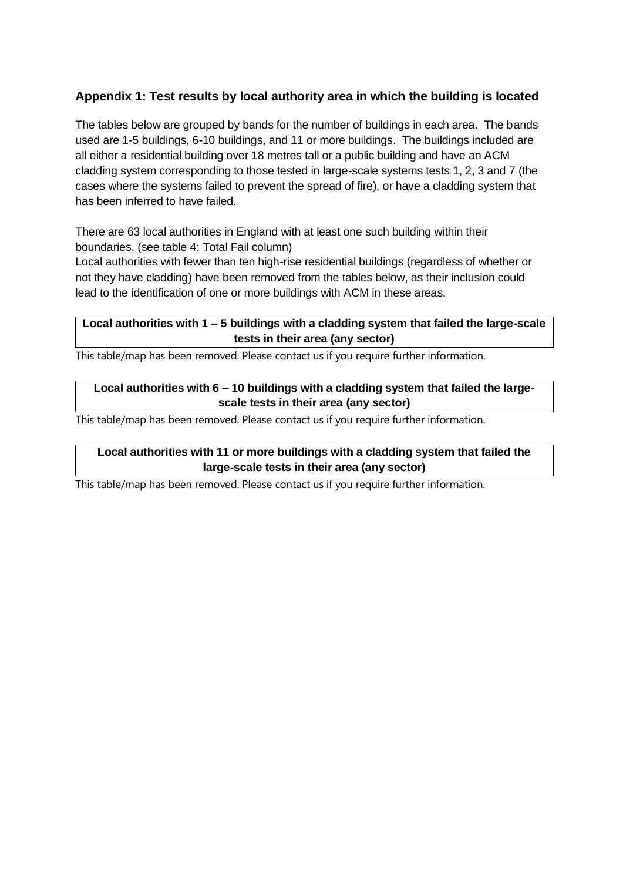## Appendix 1: Test results by local authority area in which the building is located

The tables below are grouped by bands for the number of buildings in each area. The bands used are 1-5 buildings, 6-10 buildings, and 11 or more buildings. The buildings included are all either a residential building over 18 metres tall or a public building and have an ACM cladding system corresponding to those tested in large-scale systems tests 1, 2, 3 and 7 (the cases where the systems failed to prevent the spread of fire), or have a cladding system that has been inferred to have failed.

There are 63 local authorities in England with at least one such building within their boundaries. (see table 4: Total Fail column)
Local authorities with fewer than ten high-rise residential buildings (regardless of whether or not they have cladding) have been removed from the tables below, as their inclusion could lead to the identification of one or more buildings with ACM in these areas.

**Local authorities with 1 – 5 buildings with a cladding system that failed the large-scale tests in their area (any sector)**

This table/map has been removed. Please contact us if you require further information.

**Local authorities with 6 – 10 buildings with a cladding system that failed the large-scale tests in their area (any sector)**

This table/map has been removed. Please contact us if you require further information.

**Local authorities with 11 or more buildings with a cladding system that failed the large-scale tests in their area (any sector)**

This table/map has been removed. Please contact us if you require further information.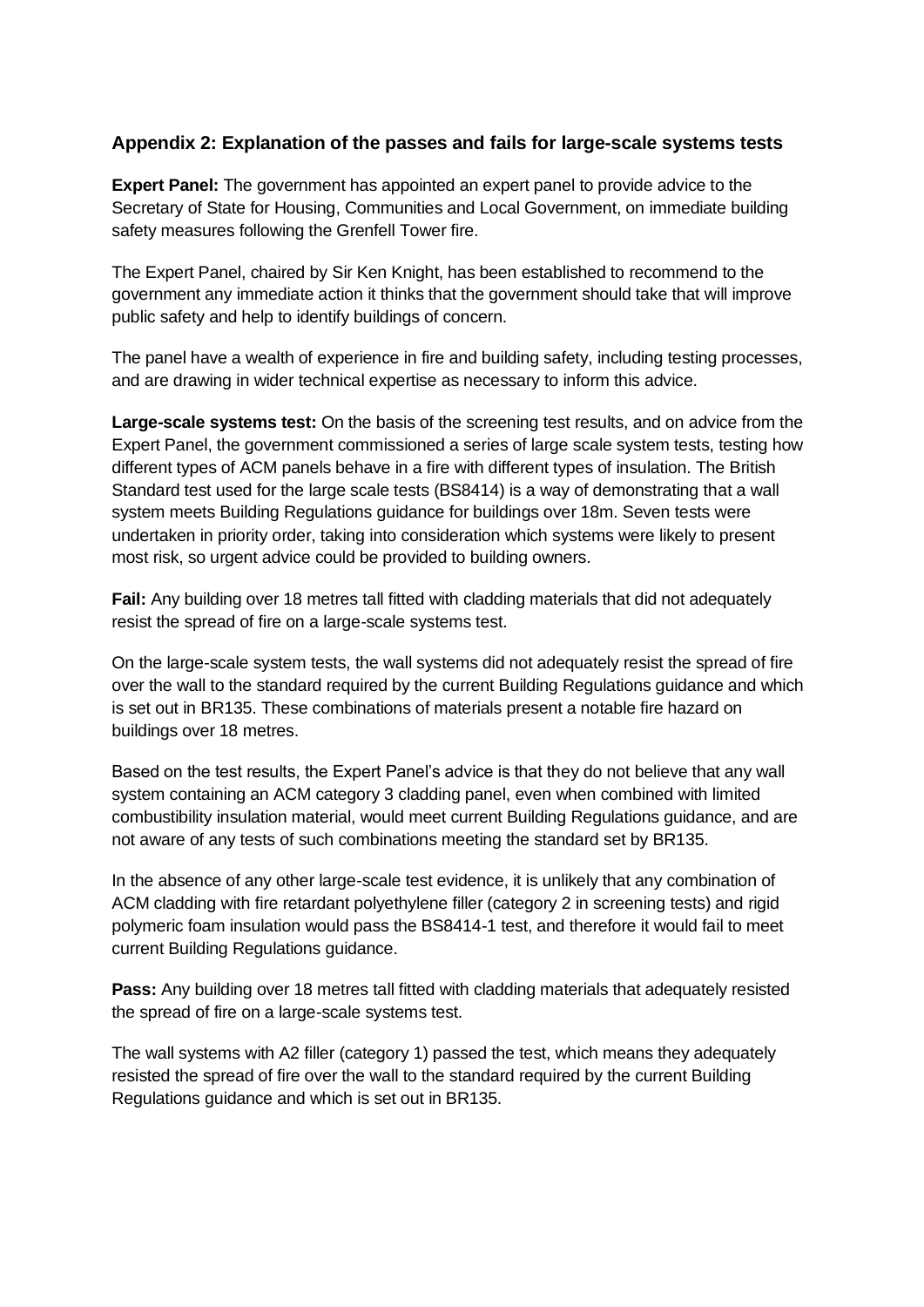### Appendix 2: Explanation of the passes and fails for large-scale systems tests

**Expert Panel:** The government has appointed an expert panel to provide advice to the Secretary of State for Housing, Communities and Local Government, on immediate building safety measures following the Grenfell Tower fire.

The Expert Panel, chaired by Sir Ken Knight, has been established to recommend to the government any immediate action it thinks that the government should take that will improve public safety and help to identify buildings of concern.

The panel have a wealth of experience in fire and building safety, including testing processes, and are drawing in wider technical expertise as necessary to inform this advice.

**Large-scale systems test:** On the basis of the screening test results, and on advice from the Expert Panel, the government commissioned a series of large scale system tests, testing how different types of ACM panels behave in a fire with different types of insulation. The British Standard test used for the large scale tests (BS8414) is a way of demonstrating that a wall system meets Building Regulations guidance for buildings over 18m. Seven tests were undertaken in priority order, taking into consideration which systems were likely to present most risk, so urgent advice could be provided to building owners.

**Fail:** Any building over 18 metres tall fitted with cladding materials that did not adequately resist the spread of fire on a large-scale systems test.

On the large-scale system tests, the wall systems did not adequately resist the spread of fire over the wall to the standard required by the current Building Regulations guidance and which is set out in BR135. These combinations of materials present a notable fire hazard on buildings over 18 metres.

Based on the test results, the Expert Panel's advice is that they do not believe that any wall system containing an ACM category 3 cladding panel, even when combined with limited combustibility insulation material, would meet current Building Regulations guidance, and are not aware of any tests of such combinations meeting the standard set by BR135.

In the absence of any other large-scale test evidence, it is unlikely that any combination of ACM cladding with fire retardant polyethylene filler (category 2 in screening tests) and rigid polymeric foam insulation would pass the BS8414-1 test, and therefore it would fail to meet current Building Regulations guidance.

**Pass:** Any building over 18 metres tall fitted with cladding materials that adequately resisted the spread of fire on a large-scale systems test.

The wall systems with A2 filler (category 1) passed the test, which means they adequately resisted the spread of fire over the wall to the standard required by the current Building Regulations guidance and which is set out in BR135.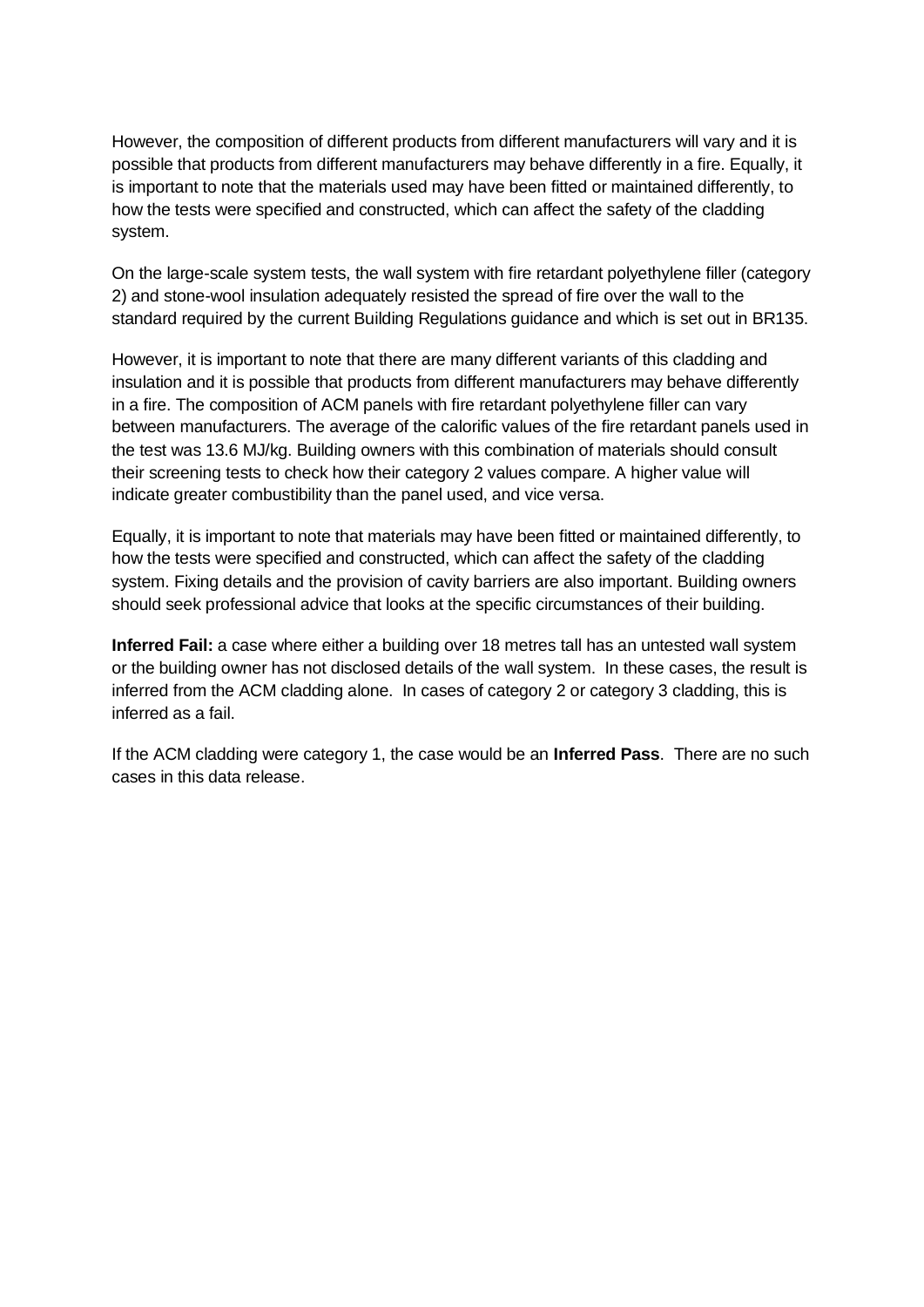However, the composition of different products from different manufacturers will vary and it is possible that products from different manufacturers may behave differently in a fire. Equally, it is important to note that the materials used may have been fitted or maintained differently, to how the tests were specified and constructed, which can affect the safety of the cladding system.

On the large-scale system tests, the wall system with fire retardant polyethylene filler (category 2) and stone-wool insulation adequately resisted the spread of fire over the wall to the standard required by the current Building Regulations guidance and which is set out in BR135.

However, it is important to note that there are many different variants of this cladding and insulation and it is possible that products from different manufacturers may behave differently in a fire. The composition of ACM panels with fire retardant polyethylene filler can vary between manufacturers. The average of the calorific values of the fire retardant panels used in the test was 13.6 MJ/kg. Building owners with this combination of materials should consult their screening tests to check how their category 2 values compare. A higher value will indicate greater combustibility than the panel used, and vice versa.

Equally, it is important to note that materials may have been fitted or maintained differently, to how the tests were specified and constructed, which can affect the safety of the cladding system. Fixing details and the provision of cavity barriers are also important. Building owners should seek professional advice that looks at the specific circumstances of their building.

**Inferred Fail:** a case where either a building over 18 metres tall has an untested wall system or the building owner has not disclosed details of the wall system. In these cases, the result is inferred from the ACM cladding alone. In cases of category 2 or category 3 cladding, this is inferred as a fail.

If the ACM cladding were category 1, the case would be an **Inferred Pass**. There are no such cases in this data release.